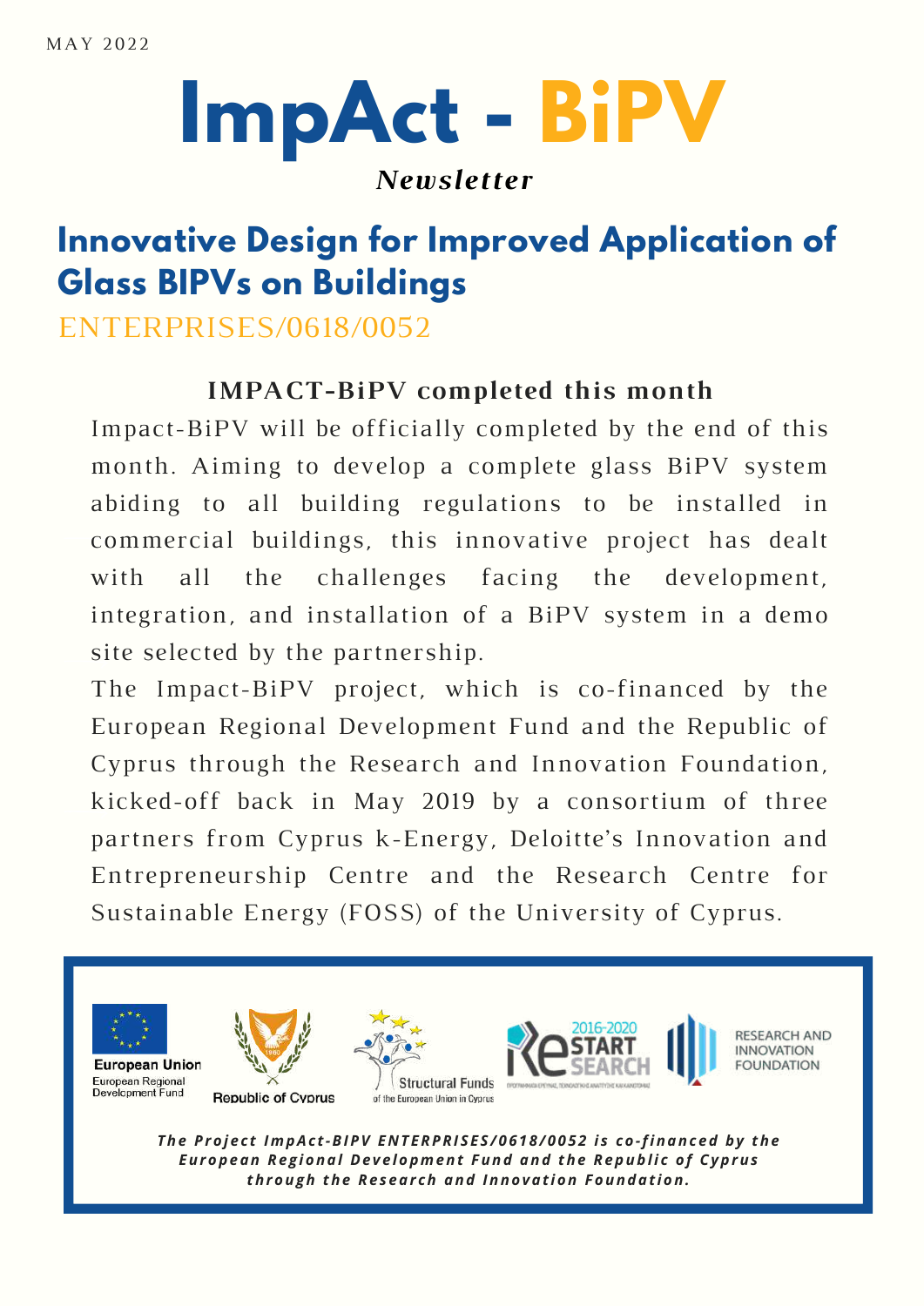MAY 2022

# ImpAct - BiPV

***Newsletter***

## Innovative Design for Improved Application of Glass BIPVs on Buildings

ENTERPRISES/0618/0052

### IMPACT-BiPV completed this month

Impact-BiPV will be officially completed by the end of this month. Aiming to develop a complete glass BiPV system abiding to all building regulations to be installed in commercial buildings, this innovative project has dealt with all the challenges facing the development, integration, and installation of a BiPV system in a demo site selected by the partnership.

The Impact-BiPV project, which is co-financed by the European Regional Development Fund and the Republic of Cyprus through the Research and Innovation Foundation, kicked-off back in May 2019 by a consortium of three partners from Cyprus k-Energy, Deloitte's Innovation and Entrepreneurship Centre and the Research Centre for Sustainable Energy (FOSS) of the University of Cyprus.

European Union
European Regional Development Fund

Republic of Cyprus

Structural Funds of the European Union in Cyprus

2016-2020 RESTART SEARCH

RESEARCH AND INNOVATION FOUNDATION

***The Project ImpAct-BIPV ENTERPRISES/0618/0052 is co-financed by the European Regional Development Fund and the Republic of Cyprus through the Research and Innovation Foundation.***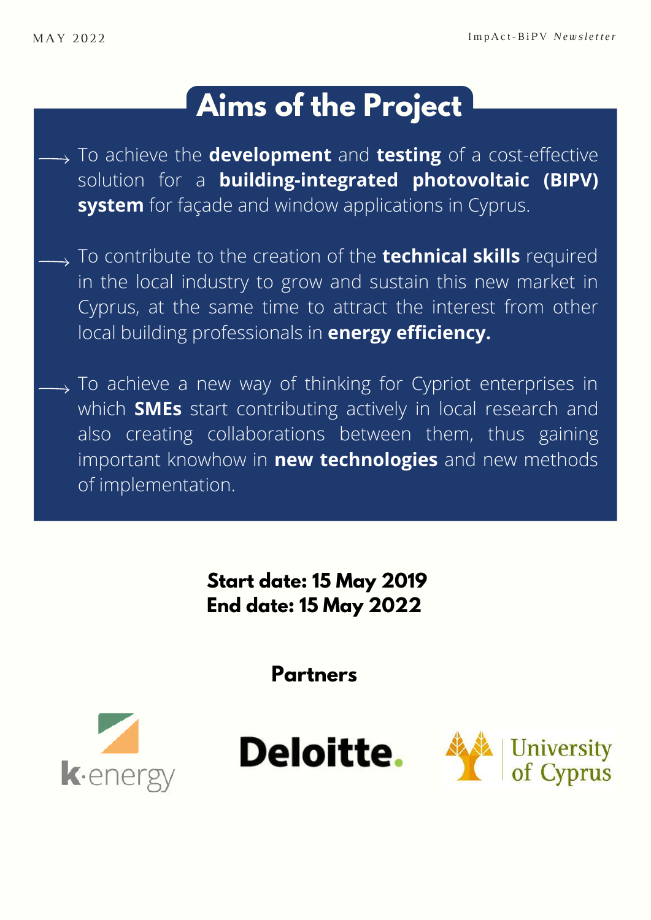# Aims of the Project

- To achieve the **development** and **testing** of a cost-effective solution for a **building-integrated photovoltaic (BIPV) system** for façade and window applications in Cyprus.

- To contribute to the creation of the **technical skills** required in the local industry to grow and sustain this new market in Cyprus, at the same time to attract the interest from other local building professionals in **energy efficiency.**

- To achieve a new way of thinking for Cypriot enterprises in which **SMEs** start contributing actively in local research and also creating collaborations between them, thus gaining important knowhow in **new technologies** and new methods of implementation.

**Start date: 15 May 2019**
**End date: 15 May 2022**

## Partners

k·energy

Deloitte.

University of Cyprus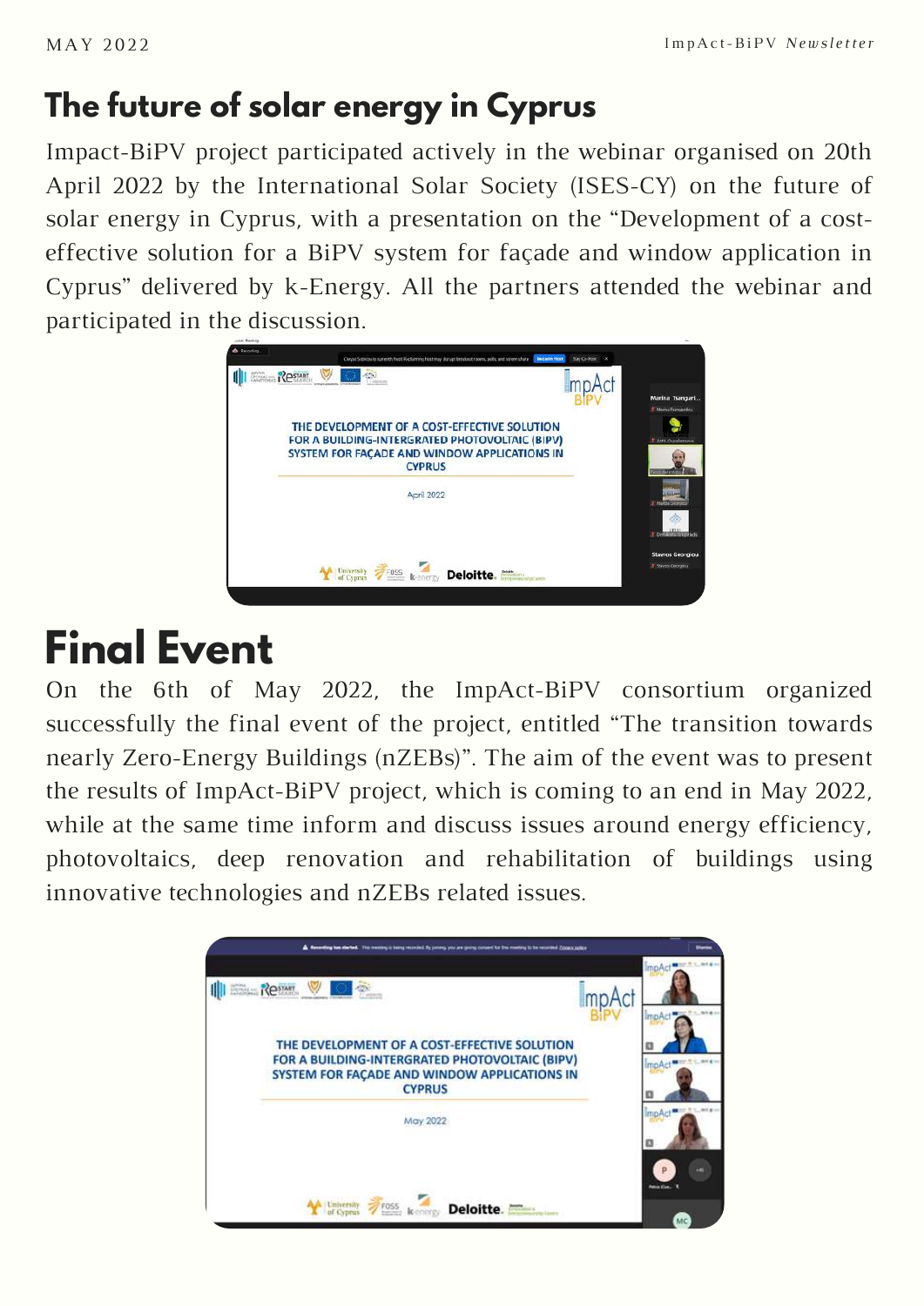## The future of solar energy in Cyprus

Impact-BiPV project participated actively in the webinar organised on 20th April 2022 by the International Solar Society (ISES-CY) on the future of solar energy in Cyprus, with a presentation on the “Development of a cost-effective solution for a BiPV system for façade and window application in Cyprus” delivered by k-Energy. All the partners attended the webinar and participated in the discussion.

## Final Event

On the 6th of May 2022, the ImpAct-BiPV consortium organized successfully the final event of the project, entitled “The transition towards nearly Zero-Energy Buildings (nZEBs)”. The aim of the event was to present the results of ImpAct-BiPV project, which is coming to an end in May 2022, while at the same time inform and discuss issues around energy efficiency, photovoltaics, deep renovation and rehabilitation of buildings using innovative technologies and nZEBs related issues.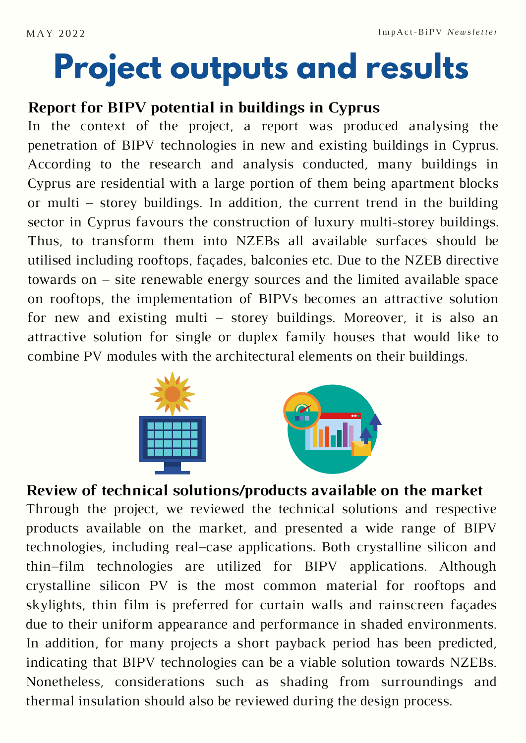# Project outputs and results

## Report for BIPV potential in buildings in Cyprus

In the context of the project, a report was produced analysing the penetration of BIPV technologies in new and existing buildings in Cyprus. According to the research and analysis conducted, many buildings in Cyprus are residential with a large portion of them being apartment blocks or multi – storey buildings. In addition, the current trend in the building sector in Cyprus favours the construction of luxury multi-storey buildings. Thus, to transform them into NZEBs all available surfaces should be utilised including rooftops, façades, balconies etc. Due to the NZEB directive towards on – site renewable energy sources and the limited available space on rooftops, the implementation of BIPVs becomes an attractive solution for new and existing multi – storey buildings. Moreover, it is also an attractive solution for single or duplex family houses that would like to combine PV modules with the architectural elements on their buildings.

## Review of technical solutions/products available on the market

Through the project, we reviewed the technical solutions and respective products available on the market, and presented a wide range of BIPV technologies, including real–case applications. Both crystalline silicon and thin–film technologies are utilized for BIPV applications. Although crystalline silicon PV is the most common material for rooftops and skylights, thin film is preferred for curtain walls and rainscreen façades due to their uniform appearance and performance in shaded environments. In addition, for many projects a short payback period has been predicted, indicating that BIPV technologies can be a viable solution towards NZEBs. Nonetheless, considerations such as shading from surroundings and thermal insulation should also be reviewed during the design process.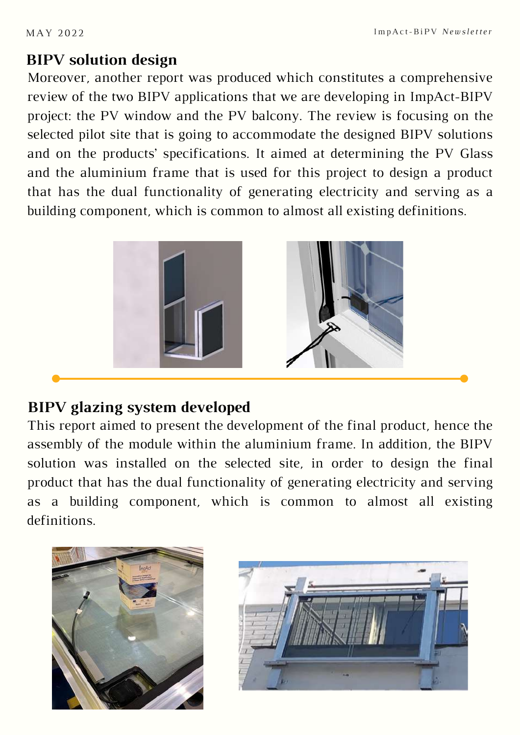## BIPV solution design

Moreover, another report was produced which constitutes a comprehensive review of the two BIPV applications that we are developing in ImpAct-BIPV project: the PV window and the PV balcony. The review is focusing on the selected pilot site that is going to accommodate the designed BIPV solutions and on the products' specifications. It aimed at determining the PV Glass and the aluminium frame that is used for this project to design a product that has the dual functionality of generating electricity and serving as a building component, which is common to almost all existing definitions.

## BIPV glazing system developed

This report aimed to present the development of the final product, hence the assembly of the module within the aluminium frame. In addition, the BIPV solution was installed on the selected site, in order to design the final product that has the dual functionality of generating electricity and serving as a building component, which is common to almost all existing definitions.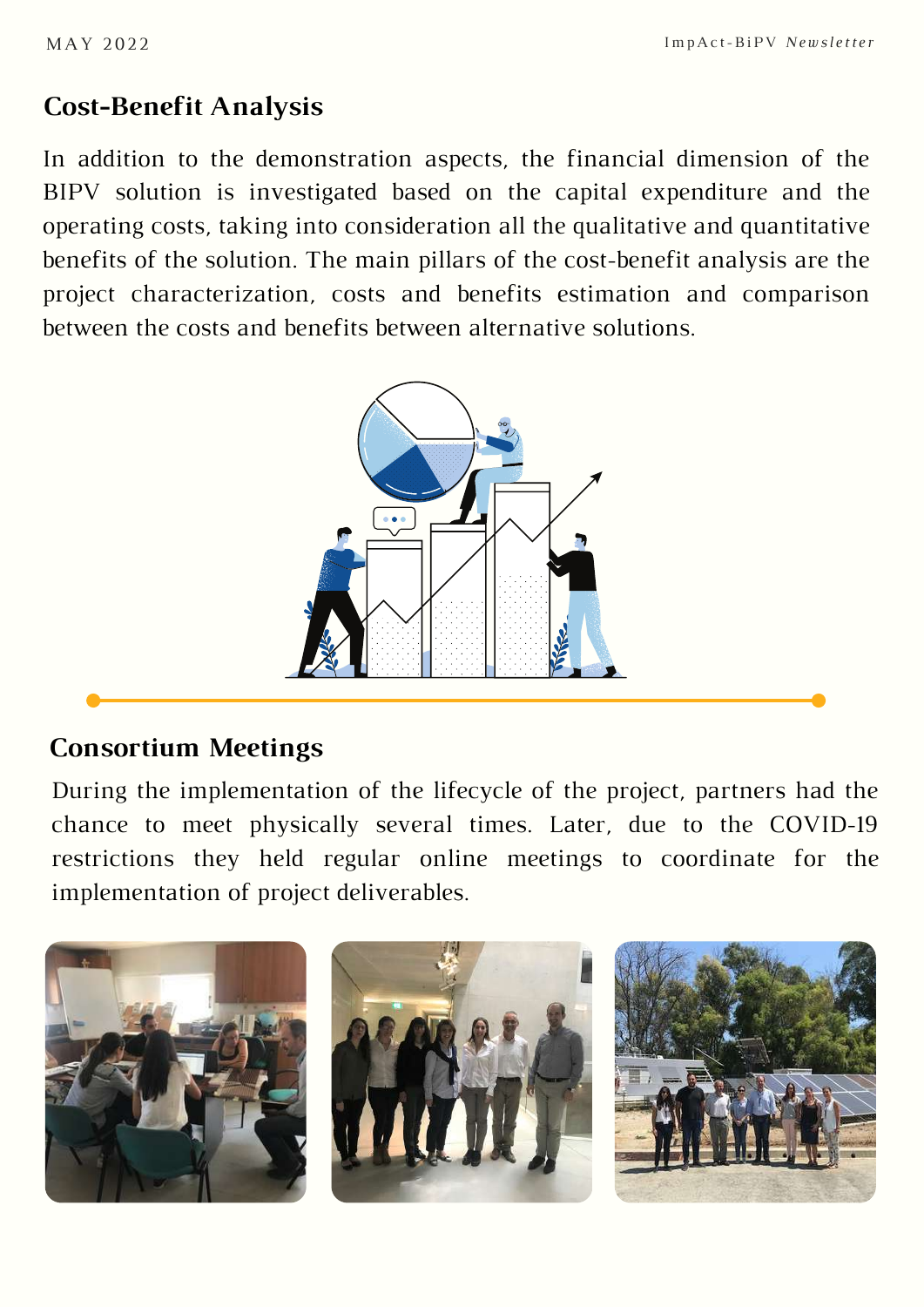## Cost-Benefit Analysis

In addition to the demonstration aspects, the financial dimension of the BIPV solution is investigated based on the capital expenditure and the operating costs, taking into consideration all the qualitative and quantitative benefits of the solution. The main pillars of the cost-benefit analysis are the project characterization, costs and benefits estimation and comparison between the costs and benefits between alternative solutions.

## Consortium Meetings

During the implementation of the lifecycle of the project, partners had the chance to meet physically several times. Later, due to the COVID-19 restrictions they held regular online meetings to coordinate for the implementation of project deliverables.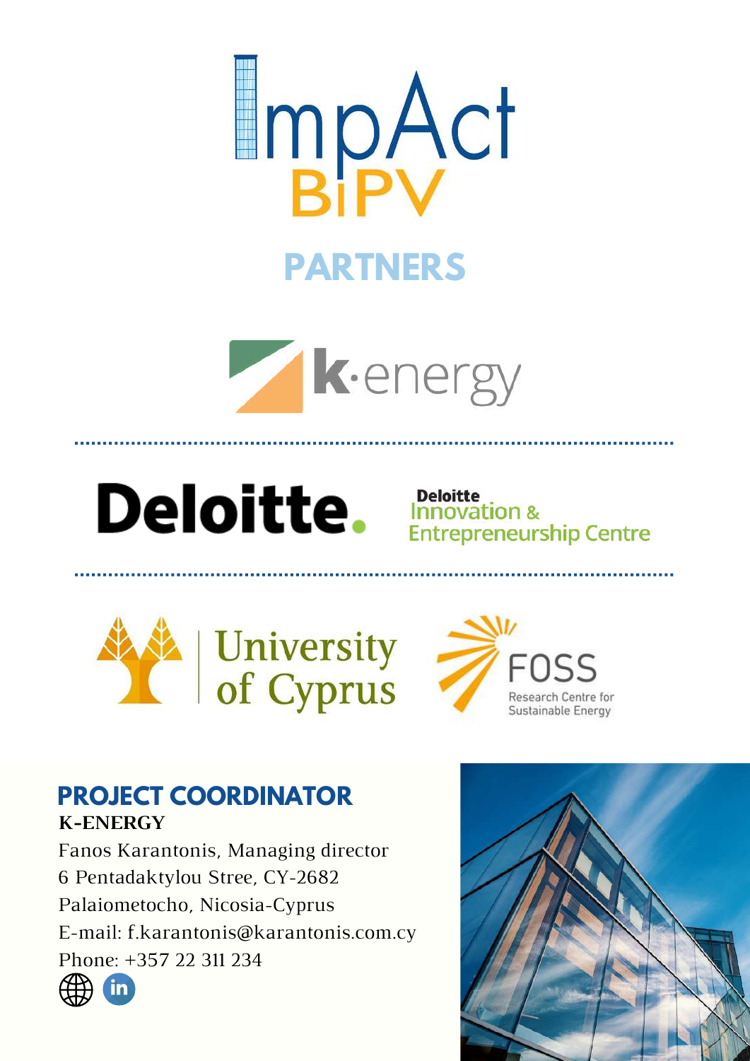ImpAct BIPV

# PARTNERS

k·energy

Deloitte.

Deloitte Innovation & Entrepreneurship Centre

University of Cyprus

FOSS Research Centre for Sustainable Energy

## PROJECT COORDINATOR

**K-ENERGY**

Fanos Karantonis, Managing director
6 Pentadaktylou Stree, CY-2682
Palaiometocho, Nicosia-Cyprus
E-mail: f.karantonis@karantonis.com.cy
Phone: +357 22 311 234